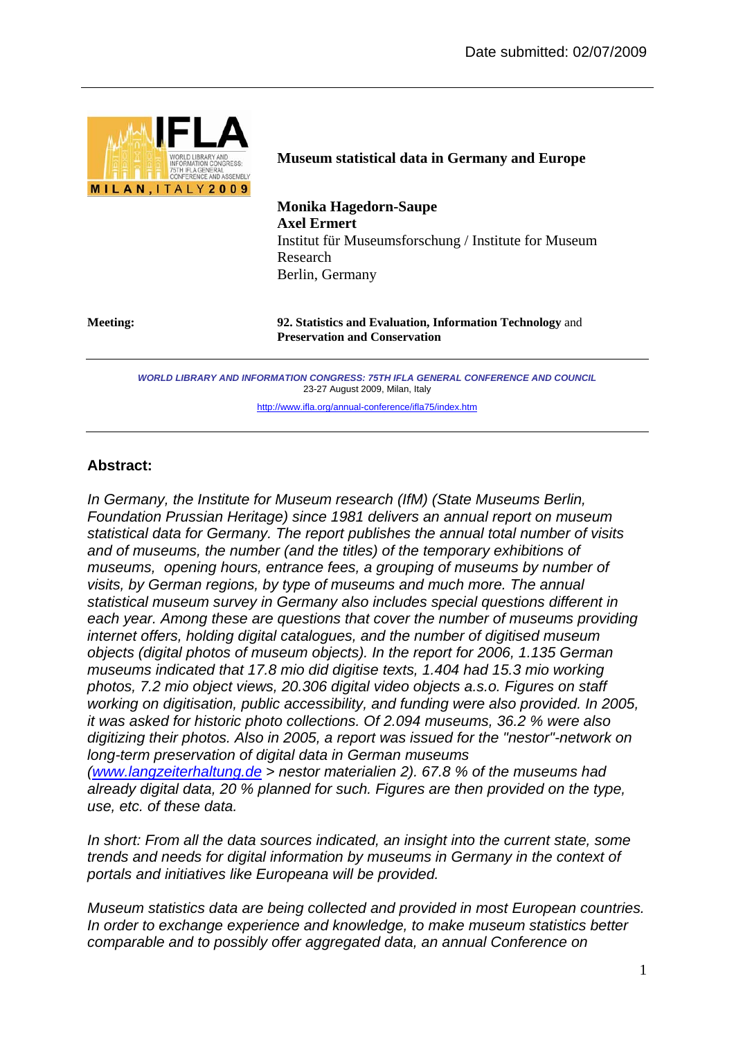Date submitted: 02/07/2009

# Museum statistical data in Germany and Europe

**Monika Hagedorn-Saupe**
**Axel Ermert**
Institut für Museumsforschung / Institute for Museum Research
Berlin, Germany

**Meeting:** **92. Statistics and Evaluation, Information Technology** and **Preservation and Conservation**

*WORLD LIBRARY AND INFORMATION CONGRESS: 75TH IFLA GENERAL CONFERENCE AND COUNCIL*
23-27 August 2009, Milan, Italy
http://www.ifla.org/annual-conference/ifla75/index.htm

## Abstract:

*In Germany, the Institute for Museum research (IfM) (State Museums Berlin, Foundation Prussian Heritage) since 1981 delivers an annual report on museum statistical data for Germany. The report publishes the annual total number of visits and of museums, the number (and the titles) of the temporary exhibitions of museums, opening hours, entrance fees, a grouping of museums by number of visits, by German regions, by type of museums and much more. The annual statistical museum survey in Germany also includes special questions different in each year. Among these are questions that cover the number of museums providing internet offers, holding digital catalogues, and the number of digitised museum objects (digital photos of museum objects). In the report for 2006, 1.135 German museums indicated that 17.8 mio did digitise texts, 1.404 had 15.3 mio working photos, 7.2 mio object views, 20.306 digital video objects a.s.o. Figures on staff working on digitisation, public accessibility, and funding were also provided. In 2005, it was asked for historic photo collections. Of 2.094 museums, 36.2 % were also digitizing their photos. Also in 2005, a report was issued for the "nestor"-network on long-term preservation of digital data in German museums (www.langzeiterhaltung.de > nestor materialien 2). 67.8 % of the museums had already digital data, 20 % planned for such. Figures are then provided on the type, use, etc. of these data.*

*In short: From all the data sources indicated, an insight into the current state, some trends and needs for digital information by museums in Germany in the context of portals and initiatives like Europeana will be provided.*

*Museum statistics data are being collected and provided in most European countries. In order to exchange experience and knowledge, to make museum statistics better comparable and to possibly offer aggregated data, an annual Conference on*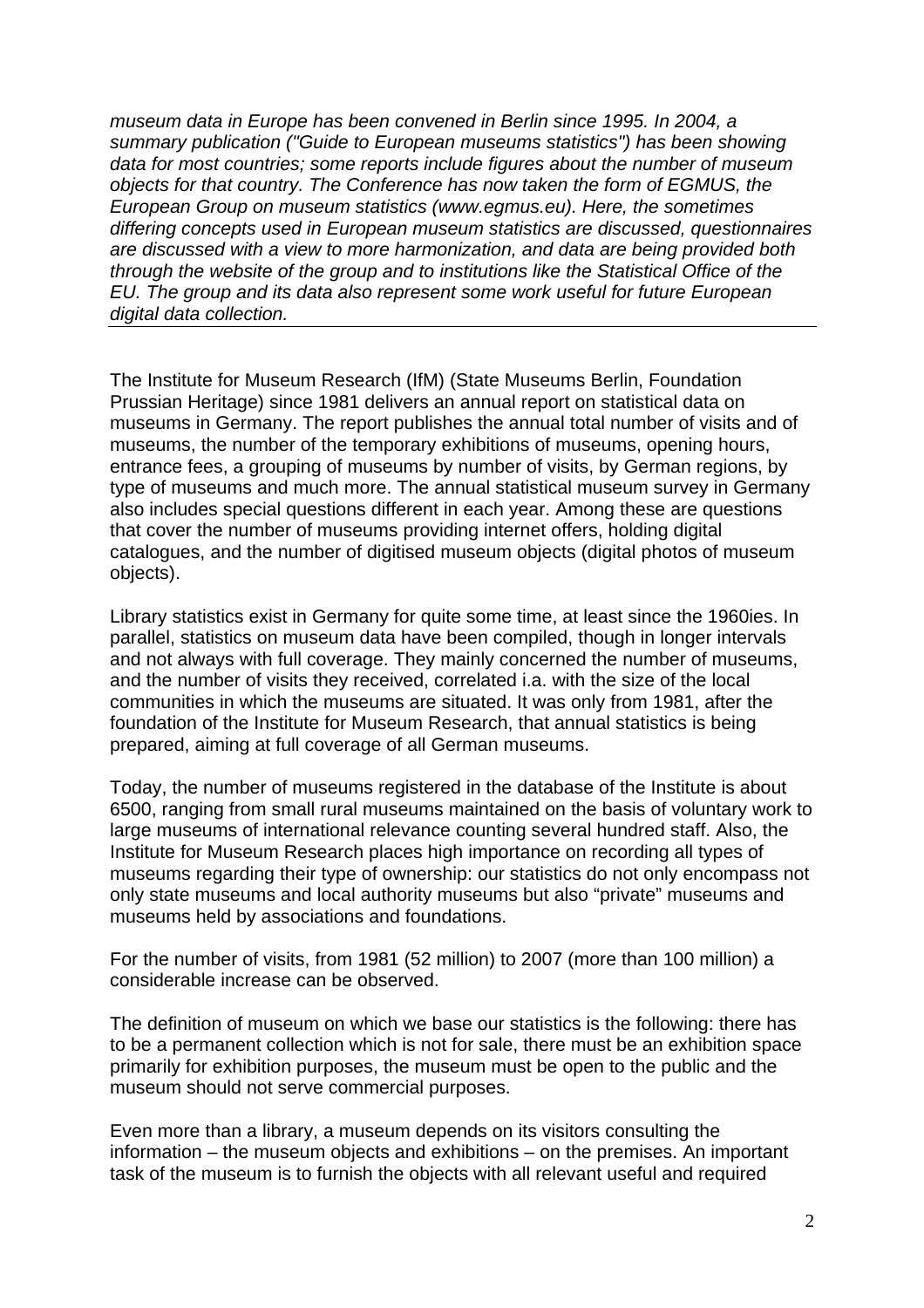*museum data in Europe has been convened in Berlin since 1995. In 2004, a summary publication ("Guide to European museums statistics") has been showing data for most countries; some reports include figures about the number of museum objects for that country. The Conference has now taken the form of EGMUS, the European Group on museum statistics (www.egmus.eu). Here, the sometimes differing concepts used in European museum statistics are discussed, questionnaires are discussed with a view to more harmonization, and data are being provided both through the website of the group and to institutions like the Statistical Office of the EU. The group and its data also represent some work useful for future European digital data collection.*

---

The Institute for Museum Research (IfM) (State Museums Berlin, Foundation Prussian Heritage) since 1981 delivers an annual report on statistical data on museums in Germany. The report publishes the annual total number of visits and of museums, the number of the temporary exhibitions of museums, opening hours, entrance fees, a grouping of museums by number of visits, by German regions, by type of museums and much more. The annual statistical museum survey in Germany also includes special questions different in each year. Among these are questions that cover the number of museums providing internet offers, holding digital catalogues, and the number of digitised museum objects (digital photos of museum objects).

Library statistics exist in Germany for quite some time, at least since the 1960ies. In parallel, statistics on museum data have been compiled, though in longer intervals and not always with full coverage. They mainly concerned the number of museums, and the number of visits they received, correlated i.a. with the size of the local communities in which the museums are situated. It was only from 1981, after the foundation of the Institute for Museum Research, that annual statistics is being prepared, aiming at full coverage of all German museums.

Today, the number of museums registered in the database of the Institute is about 6500, ranging from small rural museums maintained on the basis of voluntary work to large museums of international relevance counting several hundred staff. Also, the Institute for Museum Research places high importance on recording all types of museums regarding their type of ownership: our statistics do not only encompass not only state museums and local authority museums but also "private" museums and museums held by associations and foundations.

For the number of visits, from 1981 (52 million) to 2007 (more than 100 million) a considerable increase can be observed.

The definition of museum on which we base our statistics is the following: there has to be a permanent collection which is not for sale, there must be an exhibition space primarily for exhibition purposes, the museum must be open to the public and the museum should not serve commercial purposes.

Even more than a library, a museum depends on its visitors consulting the information – the museum objects and exhibitions – on the premises. An important task of the museum is to furnish the objects with all relevant useful and required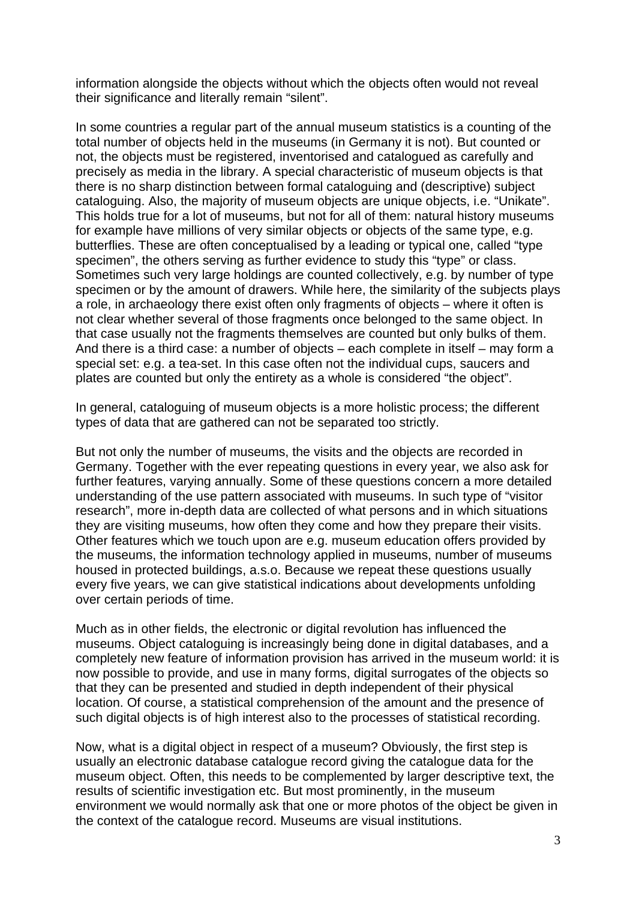information alongside the objects without which the objects often would not reveal their significance and literally remain "silent".

In some countries a regular part of the annual museum statistics is a counting of the total number of objects held in the museums (in Germany it is not). But counted or not, the objects must be registered, inventorised and catalogued as carefully and precisely as media in the library. A special characteristic of museum objects is that there is no sharp distinction between formal cataloguing and (descriptive) subject cataloguing. Also, the majority of museum objects are unique objects, i.e. "Unikate". This holds true for a lot of museums, but not for all of them: natural history museums for example have millions of very similar objects or objects of the same type, e.g. butterflies. These are often conceptualised by a leading or typical one, called "type specimen", the others serving as further evidence to study this "type" or class. Sometimes such very large holdings are counted collectively, e.g. by number of type specimen or by the amount of drawers. While here, the similarity of the subjects plays a role, in archaeology there exist often only fragments of objects – where it often is not clear whether several of those fragments once belonged to the same object. In that case usually not the fragments themselves are counted but only bulks of them. And there is a third case: a number of objects – each complete in itself – may form a special set: e.g. a tea-set. In this case often not the individual cups, saucers and plates are counted but only the entirety as a whole is considered "the object".

In general, cataloguing of museum objects is a more holistic process; the different types of data that are gathered can not be separated too strictly.

But not only the number of museums, the visits and the objects are recorded in Germany. Together with the ever repeating questions in every year, we also ask for further features, varying annually. Some of these questions concern a more detailed understanding of the use pattern associated with museums. In such type of "visitor research", more in-depth data are collected of what persons and in which situations they are visiting museums, how often they come and how they prepare their visits. Other features which we touch upon are e.g. museum education offers provided by the museums, the information technology applied in museums, number of museums housed in protected buildings, a.s.o. Because we repeat these questions usually every five years, we can give statistical indications about developments unfolding over certain periods of time.

Much as in other fields, the electronic or digital revolution has influenced the museums. Object cataloguing is increasingly being done in digital databases, and a completely new feature of information provision has arrived in the museum world: it is now possible to provide, and use in many forms, digital surrogates of the objects so that they can be presented and studied in depth independent of their physical location. Of course, a statistical comprehension of the amount and the presence of such digital objects is of high interest also to the processes of statistical recording.

Now, what is a digital object in respect of a museum? Obviously, the first step is usually an electronic database catalogue record giving the catalogue data for the museum object. Often, this needs to be complemented by larger descriptive text, the results of scientific investigation etc. But most prominently, in the museum environment we would normally ask that one or more photos of the object be given in the context of the catalogue record. Museums are visual institutions.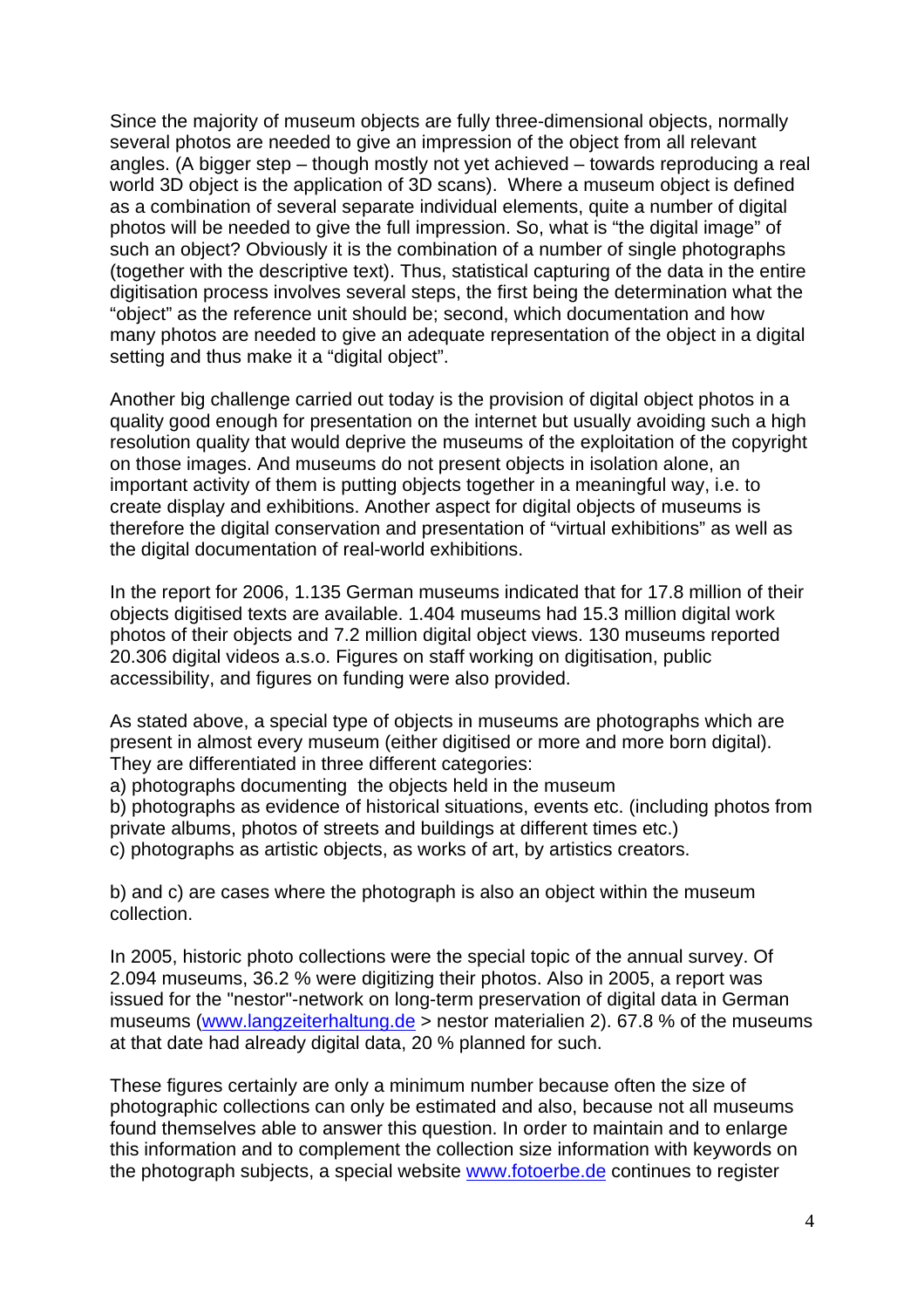Since the majority of museum objects are fully three-dimensional objects, normally several photos are needed to give an impression of the object from all relevant angles. (A bigger step – though mostly not yet achieved – towards reproducing a real world 3D object is the application of 3D scans). Where a museum object is defined as a combination of several separate individual elements, quite a number of digital photos will be needed to give the full impression. So, what is "the digital image" of such an object? Obviously it is the combination of a number of single photographs (together with the descriptive text). Thus, statistical capturing of the data in the entire digitisation process involves several steps, the first being the determination what the "object" as the reference unit should be; second, which documentation and how many photos are needed to give an adequate representation of the object in a digital setting and thus make it a "digital object".

Another big challenge carried out today is the provision of digital object photos in a quality good enough for presentation on the internet but usually avoiding such a high resolution quality that would deprive the museums of the exploitation of the copyright on those images. And museums do not present objects in isolation alone, an important activity of them is putting objects together in a meaningful way, i.e. to create display and exhibitions. Another aspect for digital objects of museums is therefore the digital conservation and presentation of "virtual exhibitions" as well as the digital documentation of real-world exhibitions.

In the report for 2006, 1.135 German museums indicated that for 17.8 million of their objects digitised texts are available. 1.404 museums had 15.3 million digital work photos of their objects and 7.2 million digital object views. 130 museums reported 20.306 digital videos a.s.o. Figures on staff working on digitisation, public accessibility, and figures on funding were also provided.

As stated above, a special type of objects in museums are photographs which are present in almost every museum (either digitised or more and more born digital). They are differentiated in three different categories:
a) photographs documenting the objects held in the museum
b) photographs as evidence of historical situations, events etc. (including photos from private albums, photos of streets and buildings at different times etc.)
c) photographs as artistic objects, as works of art, by artistics creators.

b) and c) are cases where the photograph is also an object within the museum collection.

In 2005, historic photo collections were the special topic of the annual survey. Of 2.094 museums, 36.2 % were digitizing their photos. Also in 2005, a report was issued for the "nestor"-network on long-term preservation of digital data in German museums (www.langzeiterhaltung.de > nestor materialien 2). 67.8 % of the museums at that date had already digital data, 20 % planned for such.

These figures certainly are only a minimum number because often the size of photographic collections can only be estimated and also, because not all museums found themselves able to answer this question. In order to maintain and to enlarge this information and to complement the collection size information with keywords on the photograph subjects, a special website www.fotoerbe.de continues to register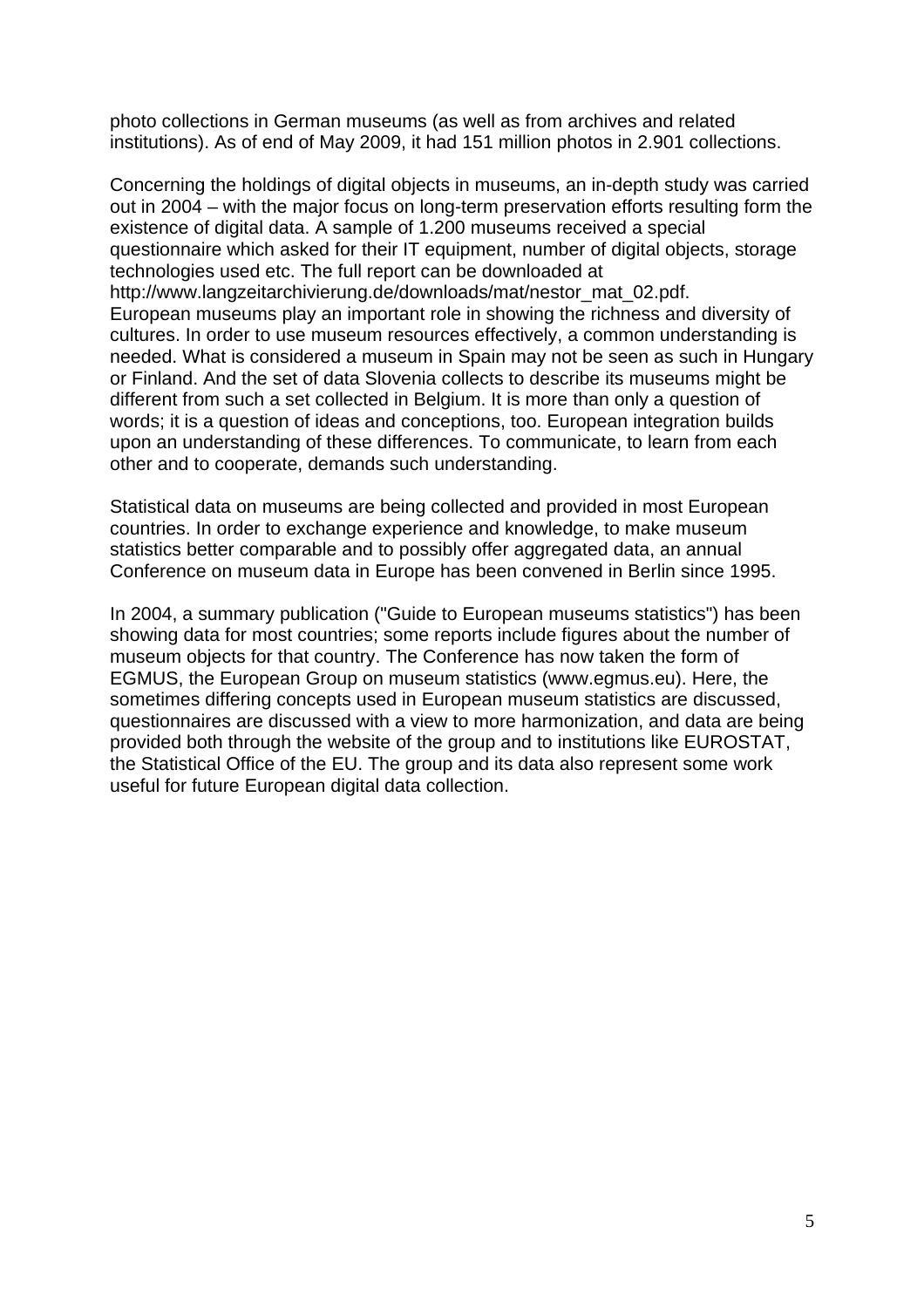photo collections in German museums (as well as from archives and related institutions). As of end of May 2009, it had 151 million photos in 2.901 collections.

Concerning the holdings of digital objects in museums, an in-depth study was carried out in 2004 – with the major focus on long-term preservation efforts resulting form the existence of digital data. A sample of 1.200 museums received a special questionnaire which asked for their IT equipment, number of digital objects, storage technologies used etc. The full report can be downloaded at http://www.langzeitarchivierung.de/downloads/mat/nestor_mat_02.pdf.
European museums play an important role in showing the richness and diversity of cultures. In order to use museum resources effectively, a common understanding is needed. What is considered a museum in Spain may not be seen as such in Hungary or Finland. And the set of data Slovenia collects to describe its museums might be different from such a set collected in Belgium. It is more than only a question of words; it is a question of ideas and conceptions, too. European integration builds upon an understanding of these differences. To communicate, to learn from each other and to cooperate, demands such understanding.

Statistical data on museums are being collected and provided in most European countries. In order to exchange experience and knowledge, to make museum statistics better comparable and to possibly offer aggregated data, an annual Conference on museum data in Europe has been convened in Berlin since 1995.

In 2004, a summary publication ("Guide to European museums statistics") has been showing data for most countries; some reports include figures about the number of museum objects for that country. The Conference has now taken the form of EGMUS, the European Group on museum statistics (www.egmus.eu). Here, the sometimes differing concepts used in European museum statistics are discussed, questionnaires are discussed with a view to more harmonization, and data are being provided both through the website of the group and to institutions like EUROSTAT, the Statistical Office of the EU. The group and its data also represent some work useful for future European digital data collection.